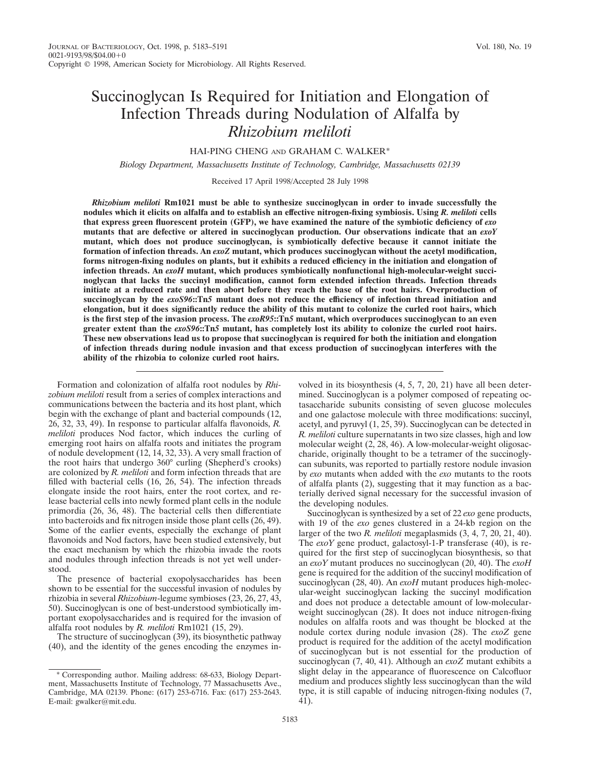# Succinoglycan Is Required for Initiation and Elongation of Infection Threads during Nodulation of Alfalfa by *Rhizobium meliloti*

HAI-PING CHENG AND GRAHAM C. WALKER*

*Biology Department, Massachusetts Institute of Technology, Cambridge, Massachusetts 02139*

Received 17 April 1998/Accepted 28 July 1998

***Rhizobium meliloti*** **Rm1021 must be able to synthesize succinoglycan in order to invade successfully the nodules which it elicits on alfalfa and to establish an effective nitrogen-fixing symbiosis. Using** ***R. meliloti*** **cells that express green fluorescent protein (GFP), we have examined the nature of the symbiotic deficiency of** ***exo*** **mutants that are defective or altered in succinoglycan production. Our observations indicate that an** ***exoY*** **mutant, which does not produce succinoglycan, is symbiotically defective because it cannot initiate the formation of infection threads. An** ***exoZ*** **mutant, which produces succinoglycan without the acetyl modification, forms nitrogen-fixing nodules on plants, but it exhibits a reduced efficiency in the initiation and elongation of infection threads. An** ***exoH*** **mutant, which produces symbiotically nonfunctional high-molecular-weight succinoglycan that lacks the succinyl modification, cannot form extended infection threads. Infection threads initiate at a reduced rate and then abort before they reach the base of the root hairs. Overproduction of succinoglycan by the** ***exoS96*****::Tn*5*** **mutant does not reduce the efficiency of infection thread initiation and elongation, but it does significantly reduce the ability of this mutant to colonize the curled root hairs, which is the first step of the invasion process. The** ***exoR95*****::Tn*5*** **mutant, which overproduces succinoglycan to an even greater extent than the** ***exoS96*****::Tn*5*** **mutant, has completely lost its ability to colonize the curled root hairs. These new observations lead us to propose that succinoglycan is required for both the initiation and elongation of infection threads during nodule invasion and that excess production of succinoglycan interferes with the ability of the rhizobia to colonize curled root hairs.**

Formation and colonization of alfalfa root nodules by *Rhizobium meliloti* result from a series of complex interactions and communications between the bacteria and its host plant, which begin with the exchange of plant and bacterial compounds (12, 26, 32, 33, 49). In response to particular alfalfa flavonoids, *R. meliloti* produces Nod factor, which induces the curling of emerging root hairs on alfalfa roots and initiates the program of nodule development (12, 14, 32, 33). A very small fraction of the root hairs that undergo 360° curling (Shepherd's crooks) are colonized by *R. meliloti* and form infection threads that are filled with bacterial cells (16, 26, 54). The infection threads elongate inside the root hairs, enter the root cortex, and release bacterial cells into newly formed plant cells in the nodule primordia (26, 36, 48). The bacterial cells then differentiate into bacteroids and fix nitrogen inside those plant cells (26, 49). Some of the earlier events, especially the exchange of plant flavonoids and Nod factors, have been studied extensively, but the exact mechanism by which the rhizobia invade the roots and nodules through infection threads is not yet well understood.

The presence of bacterial exopolysaccharides has been shown to be essential for the successful invasion of nodules by rhizobia in several *Rhizobium*-legume symbioses (23, 26, 27, 43, 50). Succinoglycan is one of best-understood symbiotically important exopolysaccharides and is required for the invasion of alfalfa root nodules by *R. meliloti* Rm1021 (15, 29).

The structure of succinoglycan (39), its biosynthetic pathway (40), and the identity of the genes encoding the enzymes involved in its biosynthesis (4, 5, 7, 20, 21) have all been determined. Succinoglycan is a polymer composed of repeating octasaccharide subunits consisting of seven glucose molecules and one galactose molecule with three modifications: succinyl, acetyl, and pyruvyl (1, 25, 39). Succinoglycan can be detected in *R. meliloti* culture supernatants in two size classes, high and low molecular weight (2, 28, 46). A low-molecular-weight oligosaccharide, originally thought to be a tetramer of the succinoglycan subunits, was reported to partially restore nodule invasion by *exo* mutants when added with the *exo* mutants to the roots of alfalfa plants (2), suggesting that it may function as a bacterially derived signal necessary for the successful invasion of the developing nodules.

Succinoglycan is synthesized by a set of 22 *exo* gene products, with 19 of the *exo* genes clustered in a 24-kb region on the larger of the two *R. meliloti* megaplasmids (3, 4, 7, 20, 21, 40). The *exoY* gene product, galactosyl-1-P transferase (40), is required for the first step of succinoglycan biosynthesis, so that an *exoY* mutant produces no succinoglycan (20, 40). The *exoH* gene is required for the addition of the succinyl modification of succinoglycan (28, 40). An *exoH* mutant produces high-molecular-weight succinoglycan lacking the succinyl modification and does not produce a detectable amount of low-molecular-weight succinoglycan (28). It does not induce nitrogen-fixing nodules on alfalfa roots and was thought be blocked at the nodule cortex during nodule invasion (28). The *exoZ* gene product is required for the addition of the acetyl modification of succinoglycan but is not essential for the production of succinoglycan (7, 40, 41). Although an *exoZ* mutant exhibits a slight delay in the appearance of fluorescence on Calcofluor medium and produces slightly less succinoglycan than the wild type, it is still capable of inducing nitrogen-fixing nodules (7, 41).

\* Corresponding author. Mailing address: 68-633, Biology Department, Massachusetts Institute of Technology, 77 Massachusetts Ave., Cambridge, MA 02139. Phone: (617) 253-6716. Fax: (617) 253-2643. E-mail: gwalker@mit.edu.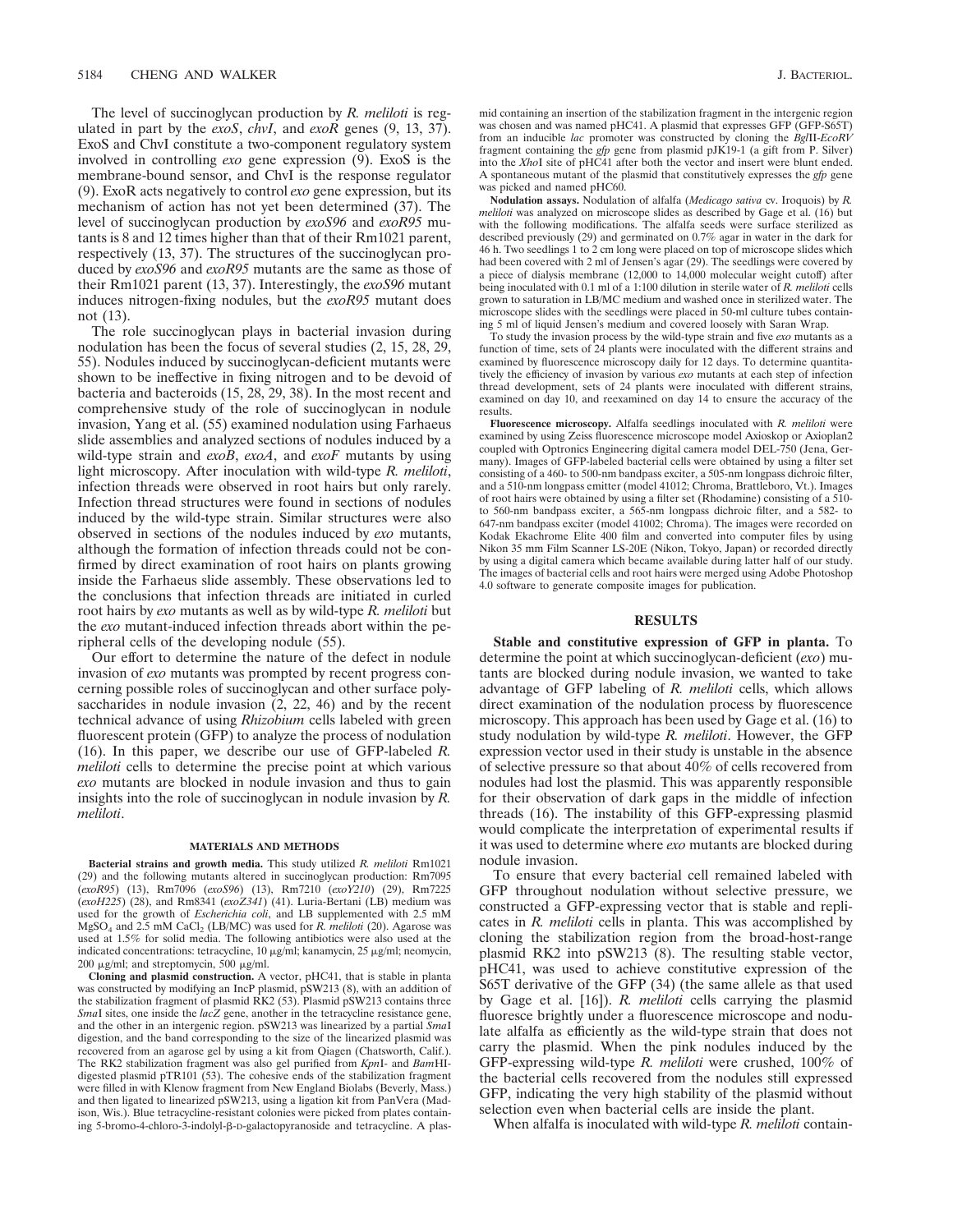The level of succinoglycan production by *R. meliloti* is regulated in part by the *exoS*, *chvI*, and *exoR* genes (9, 13, 37). ExoS and ChvI constitute a two-component regulatory system involved in controlling *exo* gene expression (9). ExoS is the membrane-bound sensor, and ChvI is the response regulator (9). ExoR acts negatively to control *exo* gene expression, but its mechanism of action has not yet been determined (37). The level of succinoglycan production by *exoS96* and *exoR95* mutants is 8 and 12 times higher than that of their Rm1021 parent, respectively (13, 37). The structures of the succinoglycan produced by *exoS96* and *exoR95* mutants are the same as those of their Rm1021 parent (13, 37). Interestingly, the *exoS96* mutant induces nitrogen-fixing nodules, but the *exoR95* mutant does not (13).

The role succinoglycan plays in bacterial invasion during nodulation has been the focus of several studies (2, 15, 28, 29, 55). Nodules induced by succinoglycan-deficient mutants were shown to be ineffective in fixing nitrogen and to be devoid of bacteria and bacteroids (15, 28, 29, 38). In the most recent and comprehensive study of the role of succinoglycan in nodule invasion, Yang et al. (55) examined nodulation using Farhaeus slide assemblies and analyzed sections of nodules induced by a wild-type strain and *exoB*, *exoA*, and *exoF* mutants by using light microscopy. After inoculation with wild-type *R. meliloti*, infection threads were observed in root hairs but only rarely. Infection thread structures were found in sections of nodules induced by the wild-type strain. Similar structures were also observed in sections of the nodules induced by *exo* mutants, although the formation of infection threads could not be confirmed by direct examination of root hairs on plants growing inside the Farhaeus slide assembly. These observations led to the conclusions that infection threads are initiated in curled root hairs by *exo* mutants as well as by wild-type *R. meliloti* but the *exo* mutant-induced infection threads abort within the peripheral cells of the developing nodule (55).

Our effort to determine the nature of the defect in nodule invasion of *exo* mutants was prompted by recent progress concerning possible roles of succinoglycan and other surface polysaccharides in nodule invasion (2, 22, 46) and by the recent technical advance of using *Rhizobium* cells labeled with green fluorescent protein (GFP) to analyze the process of nodulation (16). In this paper, we describe our use of GFP-labeled *R. meliloti* cells to determine the precise point at which various *exo* mutants are blocked in nodule invasion and thus to gain insights into the role of succinoglycan in nodule invasion by *R. meliloti*.

## MATERIALS AND METHODS

**Bacterial strains and growth media.** This study utilized *R. meliloti* Rm1021 (29) and the following mutants altered in succinoglycan production: Rm7095 (*exoR95*) (13), Rm7096 (*exoS96*) (13), Rm7210 (*exoY210*) (29), Rm7225 (*exoH225*) (28), and Rm8341 (*exoZ341*) (41). Luria-Bertani (LB) medium was used for the growth of *Escherichia coli*, and LB supplemented with 2.5 mM $MgSO_4$ and 2.5 mM $CaCl_2$ (LB/MC) was used for *R. meliloti* (20). Agarose was used at 1.5% for solid media. The following antibiotics were also used at the indicated concentrations: tetracycline, 10 μg/ml; kanamycin, 25 μg/ml; neomycin, 200 μg/ml; and streptomycin, 500 μg/ml.

**Cloning and plasmid construction.** A vector, pHC41, that is stable in planta was constructed by modifying an IncP plasmid, pSW213 (8), with an addition of the stabilization fragment of plasmid RK2 (53). Plasmid pSW213 contains three *Sma*I sites, one inside the *lacZ* gene, another in the tetracycline resistance gene, and the other in an intergenic region. pSW213 was linearized by a partial *Sma*I digestion, and the band corresponding to the size of the linearized plasmid was recovered from an agarose gel by using a kit from Qiagen (Chatsworth, Calif.). The RK2 stabilization fragment was also gel purified from *Kpn*I- and *Bam*HI-digested plasmid pTR101 (53). The cohesive ends of the stabilization fragment were filled in with Klenow fragment from New England Biolabs (Beverly, Mass.) and then ligated to linearized pSW213, using a ligation kit from PanVera (Madison, Wis.). Blue tetracycline-resistant colonies were picked from plates containing 5-bromo-4-chloro-3-indolyl-β-D-galactopyranoside and tetracycline. A plasmid containing an insertion of the stabilization fragment in the intergenic region was chosen and was named pHC41. A plasmid that expresses GFP (GFP-S65T) from an inducible *lac* promoter was constructed by cloning the *Bgl*II-*EcoRV* fragment containing the *gfp* gene from plasmid pJK19-1 (a gift from P. Silver) into the *Xho*I site of pHC41 after both the vector and insert were blunt ended. A spontaneous mutant of the plasmid that constitutively expresses the *gfp* gene was picked and named pHC60.

**Nodulation assays.** Nodulation of alfalfa (*Medicago sativa* cv. Iroquois) by *R. meliloti* was analyzed on microscope slides as described by Gage et al. (16) but with the following modifications. The alfalfa seeds were surface sterilized as described previously (29) and germinated on 0.7% agar in water in the dark for 46 h. Two seedlings 1 to 2 cm long were placed on top of microscope slides which had been covered with 2 ml of Jensen's agar (29). The seedlings were covered by a piece of dialysis membrane (12,000 to 14,000 molecular weight cutoff) after being inoculated with 0.1 ml of a 1:100 dilution in sterile water of *R. meliloti* cells grown to saturation in LB/MC medium and washed once in sterilized water. The microscope slides with the seedlings were placed in 50-ml culture tubes containing 5 ml of liquid Jensen's medium and covered loosely with Saran Wrap.

To study the invasion process by the wild-type strain and five *exo* mutants as a function of time, sets of 24 plants were inoculated with the different strains and examined by fluorescence microscopy daily for 12 days. To determine quantitatively the efficiency of invasion by various *exo* mutants at each step of infection thread development, sets of 24 plants were inoculated with different strains, examined on day 10, and reexamined on day 14 to ensure the accuracy of the results.

**Fluorescence microscopy.** Alfalfa seedlings inoculated with *R. meliloti* were examined by using Zeiss fluorescence microscope model Axioskop or Axioplan2 coupled with Optronics Engineering digital camera model DEL-750 (Jena, Germany). Images of GFP-labeled bacterial cells were obtained by using a filter set consisting of a 460- to 500-nm bandpass exciter, a 505-nm longpass dichroic filter, and a 510-nm longpass emitter (model 41012; Chroma, Brattleboro, Vt.). Images of root hairs were obtained by using a filter set (Rhodamine) consisting of a 510- to 560-nm bandpass exciter, a 565-nm longpass dichroic filter, and a 582- to 647-nm bandpass exciter (model 41002; Chroma). The images were recorded on Kodak Ekachrome Elite 400 film and converted into computer files by using Nikon 35 mm Film Scanner LS-20E (Nikon, Tokyo, Japan) or recorded directly by using a digital camera which became available during latter half of our study. The images of bacterial cells and root hairs were merged using Adobe Photoshop 4.0 software to generate composite images for publication.

## RESULTS

**Stable and constitutive expression of GFP in planta.** To determine the point at which succinoglycan-deficient (*exo*) mutants are blocked during nodule invasion, we wanted to take advantage of GFP labeling of *R. meliloti* cells, which allows direct examination of the nodulation process by fluorescence microscopy. This approach has been used by Gage et al. (16) to study nodulation by wild-type *R. meliloti*. However, the GFP expression vector used in their study is unstable in the absence of selective pressure so that about 40% of cells recovered from nodules had lost the plasmid. This was apparently responsible for their observation of dark gaps in the middle of infection threads (16). The instability of this GFP-expressing plasmid would complicate the interpretation of experimental results if it was used to determine where *exo* mutants are blocked during nodule invasion.

To ensure that every bacterial cell remained labeled with GFP throughout nodulation without selective pressure, we constructed a GFP-expressing vector that is stable and replicates in *R. meliloti* cells in planta. This was accomplished by cloning the stabilization region from the broad-host-range plasmid RK2 into pSW213 (8). The resulting stable vector, pHC41, was used to achieve constitutive expression of the S65T derivative of the GFP (34) (the same allele as that used by Gage et al. [16]). *R. meliloti* cells carrying the plasmid fluoresce brightly under a fluorescence microscope and nodulate alfalfa as efficiently as the wild-type strain that does not carry the plasmid. When the pink nodules induced by the GFP-expressing wild-type *R. meliloti* were crushed, 100% of the bacterial cells recovered from the nodules still expressed GFP, indicating the very high stability of the plasmid without selection even when bacterial cells are inside the plant.

When alfalfa is inoculated with wild-type *R. meliloti* contain-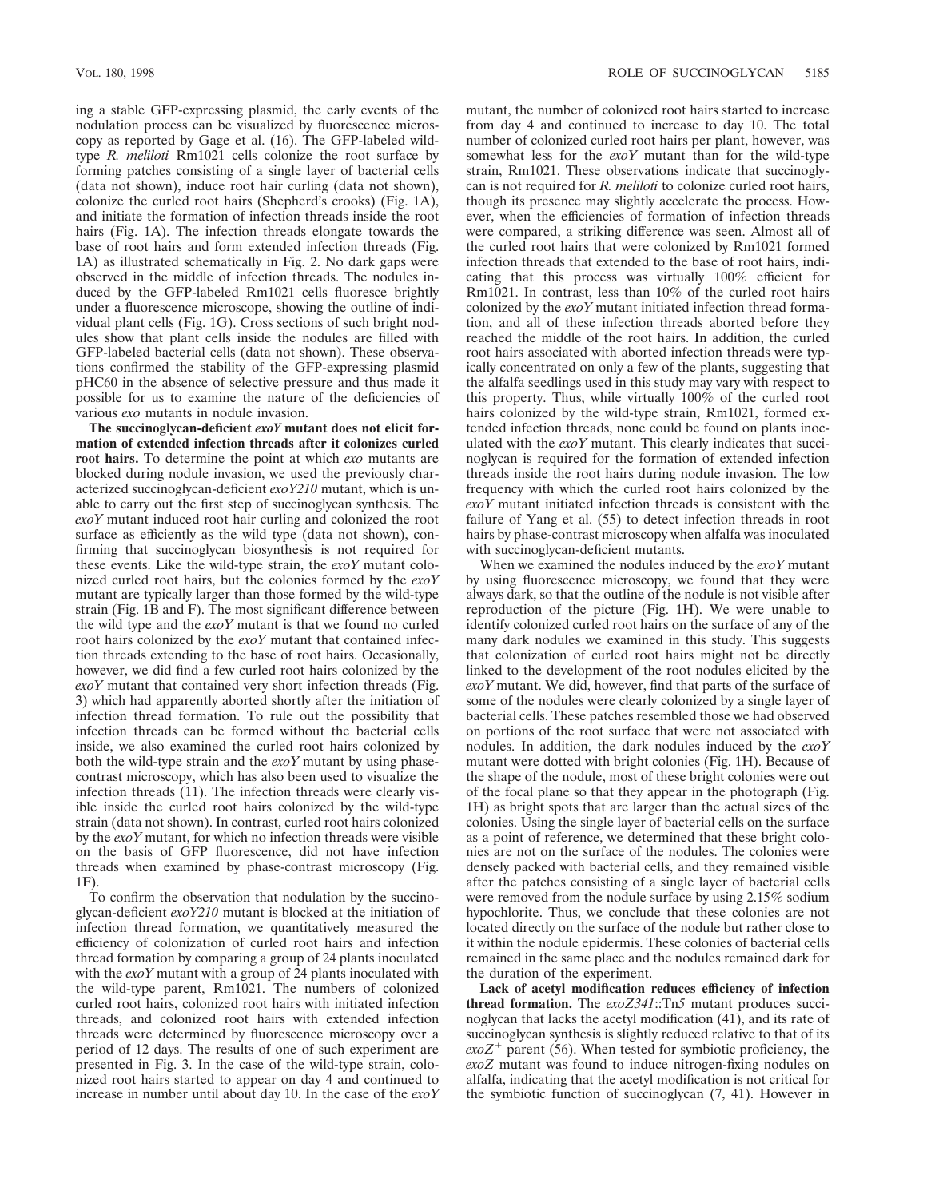ing a stable GFP-expressing plasmid, the early events of the nodulation process can be visualized by fluorescence microscopy as reported by Gage et al. (16). The GFP-labeled wild-type *R. meliloti* Rm1021 cells colonize the root surface by forming patches consisting of a single layer of bacterial cells (data not shown), induce root hair curling (data not shown), colonize the curled root hairs (Shepherd's crooks) (Fig. 1A), and initiate the formation of infection threads inside the root hairs (Fig. 1A). The infection threads elongate towards the base of root hairs and form extended infection threads (Fig. 1A) as illustrated schematically in Fig. 2. No dark gaps were observed in the middle of infection threads. The nodules induced by the GFP-labeled Rm1021 cells fluoresce brightly under a fluorescence microscope, showing the outline of individual plant cells (Fig. 1G). Cross sections of such bright nodules show that plant cells inside the nodules are filled with GFP-labeled bacterial cells (data not shown). These observations confirmed the stability of the GFP-expressing plasmid pHC60 in the absence of selective pressure and thus made it possible for us to examine the nature of the deficiencies of various *exo* mutants in nodule invasion.

**The succinoglycan-deficient *exoY* mutant does not elicit formation of extended infection threads after it colonizes curled root hairs.** To determine the point at which *exo* mutants are blocked during nodule invasion, we used the previously characterized succinoglycan-deficient *exoY210* mutant, which is unable to carry out the first step of succinoglycan synthesis. The *exoY* mutant induced root hair curling and colonized the root surface as efficiently as the wild type (data not shown), confirming that succinoglycan biosynthesis is not required for these events. Like the wild-type strain, the *exoY* mutant colonized curled root hairs, but the colonies formed by the *exoY* mutant are typically larger than those formed by the wild-type strain (Fig. 1B and F). The most significant difference between the wild type and the *exoY* mutant is that we found no curled root hairs colonized by the *exoY* mutant that contained infection threads extending to the base of root hairs. Occasionally, however, we did find a few curled root hairs colonized by the *exoY* mutant that contained very short infection threads (Fig. 3) which had apparently aborted shortly after the initiation of infection thread formation. To rule out the possibility that infection threads can be formed without the bacterial cells inside, we also examined the curled root hairs colonized by both the wild-type strain and the *exoY* mutant by using phase-contrast microscopy, which has also been used to visualize the infection threads (11). The infection threads were clearly visible inside the curled root hairs colonized by the wild-type strain (data not shown). In contrast, curled root hairs colonized by the *exoY* mutant, for which no infection threads were visible on the basis of GFP fluorescence, did not have infection threads when examined by phase-contrast microscopy (Fig. 1F).

To confirm the observation that nodulation by the succinoglycan-deficient *exoY210* mutant is blocked at the initiation of infection thread formation, we quantitatively measured the efficiency of colonization of curled root hairs and infection thread formation by comparing a group of 24 plants inoculated with the *exoY* mutant with a group of 24 plants inoculated with the wild-type parent, Rm1021. The numbers of colonized curled root hairs, colonized root hairs with initiated infection threads, and colonized root hairs with extended infection threads were determined by fluorescence microscopy over a period of 12 days. The results of one of such experiment are presented in Fig. 3. In the case of the wild-type strain, colonized root hairs started to appear on day 4 and continued to increase in number until about day 10. In the case of the *exoY* mutant, the number of colonized root hairs started to increase from day 4 and continued to increase to day 10. The total number of colonized curled root hairs per plant, however, was somewhat less for the *exoY* mutant than for the wild-type strain, Rm1021. These observations indicate that succinoglycan is not required for *R. meliloti* to colonize curled root hairs, though its presence may slightly accelerate the process. However, when the efficiencies of formation of infection threads were compared, a striking difference was seen. Almost all of the curled root hairs that were colonized by Rm1021 formed infection threads that extended to the base of root hairs, indicating that this process was virtually 100% efficient for Rm1021. In contrast, less than 10% of the curled root hairs colonized by the *exoY* mutant initiated infection thread formation, and all of these infection threads aborted before they reached the middle of the root hairs. In addition, the curled root hairs associated with aborted infection threads were typically concentrated on only a few of the plants, suggesting that the alfalfa seedlings used in this study may vary with respect to this property. Thus, while virtually 100% of the curled root hairs colonized by the wild-type strain, Rm1021, formed extended infection threads, none could be found on plants inoculated with the *exoY* mutant. This clearly indicates that succinoglycan is required for the formation of extended infection threads inside the root hairs during nodule invasion. The low frequency with which the curled root hairs colonized by the *exoY* mutant initiated infection threads is consistent with the failure of Yang et al. (55) to detect infection threads in root hairs by phase-contrast microscopy when alfalfa was inoculated with succinoglycan-deficient mutants.

When we examined the nodules induced by the *exoY* mutant by using fluorescence microscopy, we found that they were always dark, so that the outline of the nodule is not visible after reproduction of the picture (Fig. 1H). We were unable to identify colonized curled root hairs on the surface of any of the many dark nodules we examined in this study. This suggests that colonization of curled root hairs might not be directly linked to the development of the root nodules elicited by the *exoY* mutant. We did, however, find that parts of the surface of some of the nodules were clearly colonized by a single layer of bacterial cells. These patches resembled those we had observed on portions of the root surface that were not associated with nodules. In addition, the dark nodules induced by the *exoY* mutant were dotted with bright colonies (Fig. 1H). Because of the shape of the nodule, most of these bright colonies were out of the focal plane so that they appear in the photograph (Fig. 1H) as bright spots that are larger than the actual sizes of the colonies. Using the single layer of bacterial cells on the surface as a point of reference, we determined that these bright colonies are not on the surface of the nodules. The colonies were densely packed with bacterial cells, and they remained visible after the patches consisting of a single layer of bacterial cells were removed from the nodule surface by using 2.15% sodium hypochlorite. Thus, we conclude that these colonies are not located directly on the surface of the nodule but rather close to it within the nodule epidermis. These colonies of bacterial cells remained in the same place and the nodules remained dark for the duration of the experiment.

**Lack of acetyl modification reduces efficiency of infection thread formation.** The *exoZ341*::Tn*5* mutant produces succinoglycan that lacks the acetyl modification (41), and its rate of succinoglycan synthesis is slightly reduced relative to that of its $exoZ^{+}$ parent (56). When tested for symbiotic proficiency, the *exoZ* mutant was found to induce nitrogen-fixing nodules on alfalfa, indicating that the acetyl modification is not critical for the symbiotic function of succinoglycan (7, 41). However in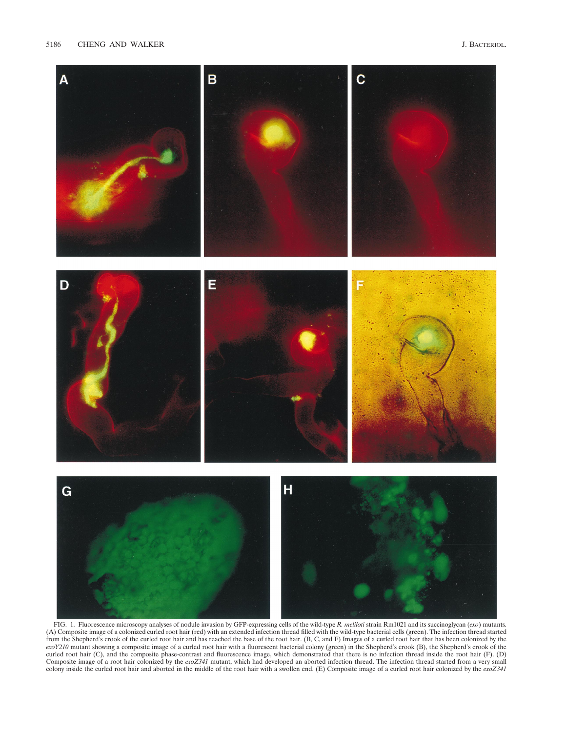FIG. 1. Fluorescence microscopy analyses of nodule invasion by GFP-expressing cells of the wild-type *R. meliloti* strain Rm1021 and its succinoglycan (*exo*) mutants. (A) Composite image of a colonized curled root hair (red) with an extended infection thread filled with the wild-type bacterial cells (green). The infection thread started from the Shepherd's crook of the curled root hair and has reached the base of the root hair. (B, C, and F) Images of a curled root hair that has been colonized by the *exoY210* mutant showing a composite image of a curled root hair with a fluorescent bacterial colony (green) in the Shepherd's crook (B), the Shepherd's crook of the curled root hair (C), and the composite phase-contrast and fluorescence image, which demonstrated that there is no infection thread inside the root hair (F). (D) Composite image of a root hair colonized by the *exoZ341* mutant, which had developed an aborted infection thread. The infection thread started from a very small colony inside the curled root hair and aborted in the middle of the root hair with a swollen end. (E) Composite image of a curled root hair colonized by the *exoZ341*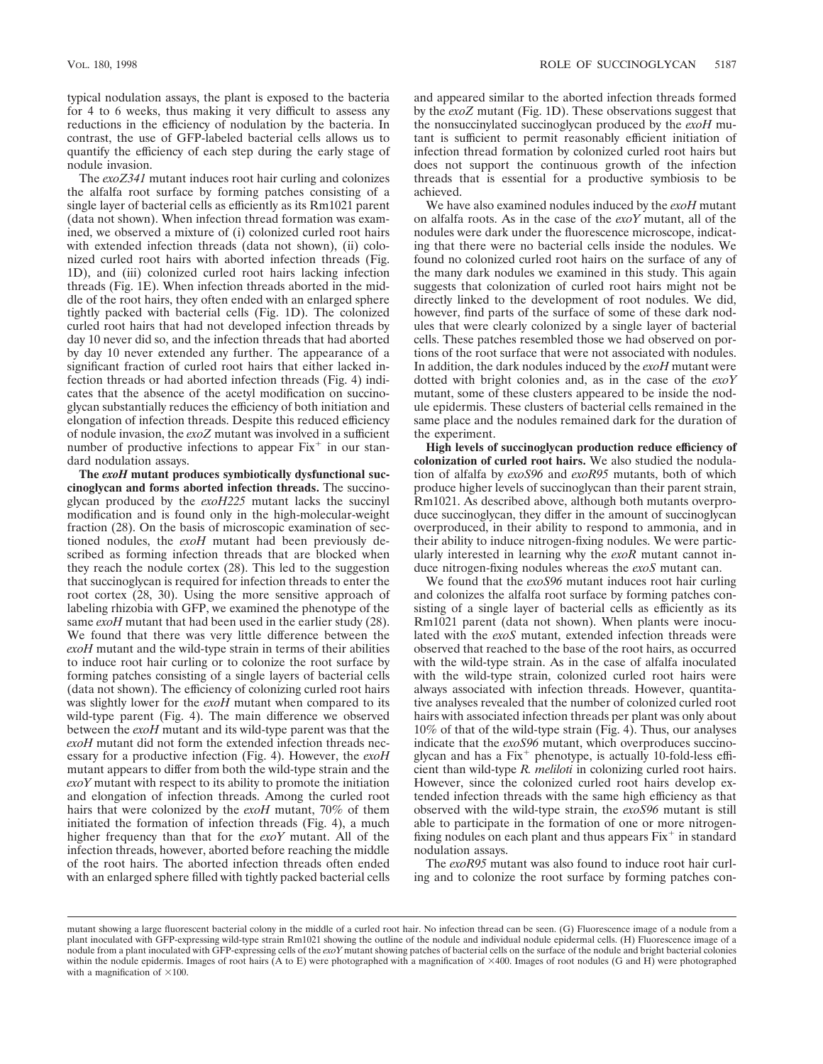typical nodulation assays, the plant is exposed to the bacteria for 4 to 6 weeks, thus making it very difficult to assess any reductions in the efficiency of nodulation by the bacteria. In contrast, the use of GFP-labeled bacterial cells allows us to quantify the efficiency of each step during the early stage of nodule invasion.

The *exoZ341* mutant induces root hair curling and colonizes the alfalfa root surface by forming patches consisting of a single layer of bacterial cells as efficiently as its Rm1021 parent (data not shown). When infection thread formation was examined, we observed a mixture of (i) colonized curled root hairs with extended infection threads (data not shown), (ii) colonized curled root hairs with aborted infection threads (Fig. 1D), and (iii) colonized curled root hairs lacking infection threads (Fig. 1E). When infection threads aborted in the middle of the root hairs, they often ended with an enlarged sphere tightly packed with bacterial cells (Fig. 1D). The colonized curled root hairs that had not developed infection threads by day 10 never did so, and the infection threads that had aborted by day 10 never extended any further. The appearance of a significant fraction of curled root hairs that either lacked infection threads or had aborted infection threads (Fig. 4) indicates that the absence of the acetyl modification on succinoglycan substantially reduces the efficiency of both initiation and elongation of infection threads. Despite this reduced efficiency of nodule invasion, the *exoZ* mutant was involved in a sufficient number of productive infections to appear Fix$^+$ in our standard nodulation assays.

**The *exoH* mutant produces symbiotically dysfunctional succinoglycan and forms aborted infection threads.** The succinoglycan produced by the *exoH225* mutant lacks the succinyl modification and is found only in the high-molecular-weight fraction (28). On the basis of microscopic examination of sectioned nodules, the *exoH* mutant had been previously described as forming infection threads that are blocked when they reach the nodule cortex (28). This led to the suggestion that succinoglycan is required for infection threads to enter the root cortex (28, 30). Using the more sensitive approach of labeling rhizobia with GFP, we examined the phenotype of the same *exoH* mutant that had been used in the earlier study (28). We found that there was very little difference between the *exoH* mutant and the wild-type strain in terms of their abilities to induce root hair curling or to colonize the root surface by forming patches consisting of a single layers of bacterial cells (data not shown). The efficiency of colonizing curled root hairs was slightly lower for the *exoH* mutant when compared to its wild-type parent (Fig. 4). The main difference we observed between the *exoH* mutant and its wild-type parent was that the *exoH* mutant did not form the extended infection threads necessary for a productive infection (Fig. 4). However, the *exoH* mutant appears to differ from both the wild-type strain and the *exoY* mutant with respect to its ability to promote the initiation and elongation of infection threads. Among the curled root hairs that were colonized by the *exoH* mutant, 70% of them initiated the formation of infection threads (Fig. 4), a much higher frequency than that for the *exoY* mutant. All of the infection threads, however, aborted before reaching the middle of the root hairs. The aborted infection threads often ended with an enlarged sphere filled with tightly packed bacterial cells and appeared similar to the aborted infection threads formed by the *exoZ* mutant (Fig. 1D). These observations suggest that the nonsuccinylated succinoglycan produced by the *exoH* mutant is sufficient to permit reasonably efficient initiation of infection thread formation by colonized curled root hairs but does not support the continuous growth of the infection threads that is essential for a productive symbiosis to be achieved.

We have also examined nodules induced by the *exoH* mutant on alfalfa roots. As in the case of the *exoY* mutant, all of the nodules were dark under the fluorescence microscope, indicating that there were no bacterial cells inside the nodules. We found no colonized curled root hairs on the surface of any of the many dark nodules we examined in this study. This again suggests that colonization of curled root hairs might not be directly linked to the development of root nodules. We did, however, find parts of the surface of some of these dark nodules that were clearly colonized by a single layer of bacterial cells. These patches resembled those we had observed on portions of the root surface that were not associated with nodules. In addition, the dark nodules induced by the *exoH* mutant were dotted with bright colonies and, as in the case of the *exoY* mutant, some of these clusters appeared to be inside the nodule epidermis. These clusters of bacterial cells remained in the same place and the nodules remained dark for the duration of the experiment.

**High levels of succinoglycan production reduce efficiency of colonization of curled root hairs.** We also studied the nodulation of alfalfa by *exoS96* and *exoR95* mutants, both of which produce higher levels of succinoglycan than their parent strain, Rm1021. As described above, although both mutants overproduce succinoglycan, they differ in the amount of succinoglycan overproduced, in their ability to respond to ammonia, and in their ability to induce nitrogen-fixing nodules. We were particularly interested in learning why the *exoR* mutant cannot induce nitrogen-fixing nodules whereas the *exoS* mutant can.

We found that the *exoS96* mutant induces root hair curling and colonizes the alfalfa root surface by forming patches consisting of a single layer of bacterial cells as efficiently as its Rm1021 parent (data not shown). When plants were inoculated with the *exoS* mutant, extended infection threads were observed that reached to the base of the root hairs, as occurred with the wild-type strain. As in the case of alfalfa inoculated with the wild-type strain, colonized curled root hairs were always associated with infection threads. However, quantitative analyses revealed that the number of colonized curled root hairs with associated infection threads per plant was only about 10% of that of the wild-type strain (Fig. 4). Thus, our analyses indicate that the *exoS96* mutant, which overproduces succinoglycan and has a Fix$^+$ phenotype, is actually 10-fold-less efficient than wild-type *R. meliloti* in colonizing curled root hairs. However, since the colonized curled root hairs develop extended infection threads with the same high efficiency as that observed with the wild-type strain, the *exoS96* mutant is still able to participate in the formation of one or more nitrogen-fixing nodules on each plant and thus appears Fix$^+$ in standard nodulation assays.

The *exoR95* mutant was also found to induce root hair curling and to colonize the root surface by forming patches con-

mutant showing a large fluorescent bacterial colony in the middle of a curled root hair. No infection thread can be seen. (G) Fluorescence image of a nodule from a plant inoculated with GFP-expressing wild-type strain Rm1021 showing the outline of the nodule and individual nodule epidermal cells. (H) Fluorescence image of a nodule from a plant inoculated with GFP-expressing cells of the *exoY* mutant showing patches of bacterial cells on the surface of the nodule and bright bacterial colonies within the nodule epidermis. Images of root hairs (A to E) were photographed with a magnification of ×400. Images of root nodules (G and H) were photographed with a magnification of ×100.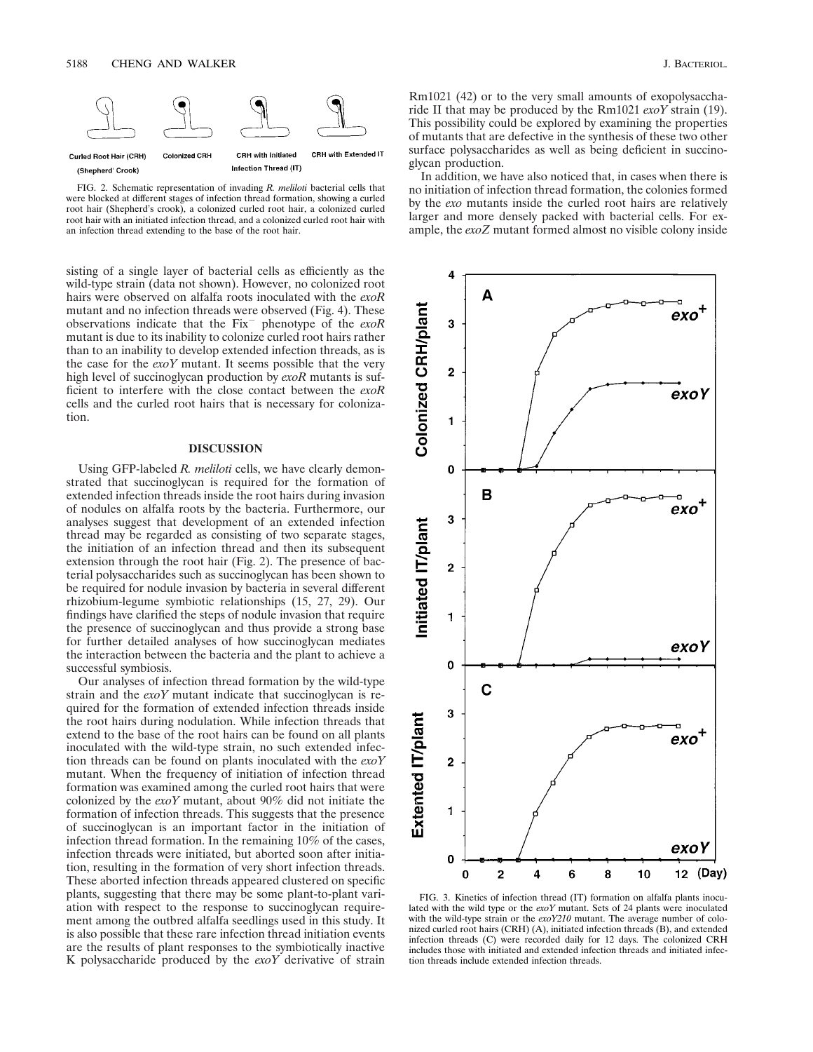Curled Root Hair (CRH)
(Shepherd' Crook)

Colonized CRH

CRH with Initiated
Infection Thread (IT)

CRH with Extended IT

FIG. 2. Schematic representation of invading *R. meliloti* bacterial cells that were blocked at different stages of infection thread formation, showing a curled root hair (Shepherd's crook), a colonized curled root hair, a colonized curled root hair with an initiated infection thread, and a colonized curled root hair with an infection thread extending to the base of the root hair.

sisting of a single layer of bacterial cells as efficiently as the wild-type strain (data not shown). However, no colonized root hairs were observed on alfalfa roots inoculated with the *exoR* mutant and no infection threads were observed (Fig. 4). These observations indicate that the Fix⁻ phenotype of the *exoR* mutant is due to its inability to colonize curled root hairs rather than to an inability to develop extended infection threads, as is the case for the *exoY* mutant. It seems possible that the very high level of succinoglycan production by *exoR* mutants is sufficient to interfere with the close contact between the *exoR* cells and the curled root hairs that is necessary for colonization.

## DISCUSSION

Using GFP-labeled *R. meliloti* cells, we have clearly demonstrated that succinoglycan is required for the formation of extended infection threads inside the root hairs during invasion of nodules on alfalfa roots by the bacteria. Furthermore, our analyses suggest that development of an extended infection thread may be regarded as consisting of two separate stages, the initiation of an infection thread and then its subsequent extension through the root hair (Fig. 2). The presence of bacterial polysaccharides such as succinoglycan has been shown to be required for nodule invasion by bacteria in several different rhizobium-legume symbiotic relationships (15, 27, 29). Our findings have clarified the steps of nodule invasion that require the presence of succinoglycan and thus provide a strong base for further detailed analyses of how succinoglycan mediates the interaction between the bacteria and the plant to achieve a successful symbiosis.

Our analyses of infection thread formation by the wild-type strain and the *exoY* mutant indicate that succinoglycan is required for the formation of extended infection threads inside the root hairs during nodulation. While infection threads that extend to the base of the root hairs can be found on all plants inoculated with the wild-type strain, no such extended infection threads can be found on plants inoculated with the *exoY* mutant. When the frequency of initiation of infection thread formation was examined among the curled root hairs that were colonized by the *exoY* mutant, about 90% did not initiate the formation of infection threads. This suggests that the presence of succinoglycan is an important factor in the initiation of infection thread formation. In the remaining 10% of the cases, infection threads were initiated, but aborted soon after initiation, resulting in the formation of very short infection threads. These aborted infection threads appeared clustered on specific plants, suggesting that there may be some plant-to-plant variation with respect to the response to succinoglycan requirement among the outbred alfalfa seedlings used in this study. It is also possible that these rare infection thread initiation events are the results of plant responses to the symbiotically inactive K polysaccharide produced by the *exoY* derivative of strain Rm1021 (42) or to the very small amounts of exopolysaccharide II that may be produced by the Rm1021 *exoY* strain (19). This possibility could be explored by examining the properties of mutants that are defective in the synthesis of these two other surface polysaccharides as well as being deficient in succinoglycan production.

In addition, we have also noticed that, in cases when there is no initiation of infection thread formation, the colonies formed by the *exo* mutants inside the curled root hairs are relatively larger and more densely packed with bacterial cells. For example, the *exoZ* mutant formed almost no visible colony inside

A
Colonized CRH/plant
$exo^+$
exoY

B
Initiated IT/plant
$exo^+$
exoY

C
Extented IT/plant
$exo^+$
exoY

0 2 4 6 8 10 12 (Day)

FIG. 3. Kinetics of infection thread (IT) formation on alfalfa plants inoculated with the wild type or the *exoY* mutant. Sets of 24 plants were inoculated with the wild-type strain or the *exoY210* mutant. The average number of colonized curled root hairs (CRH) (A), initiated infection threads (B), and extended infection threads (C) were recorded daily for 12 days. The colonized CRH includes those with initiated and extended infection threads and initiated infection threads include extended infection threads.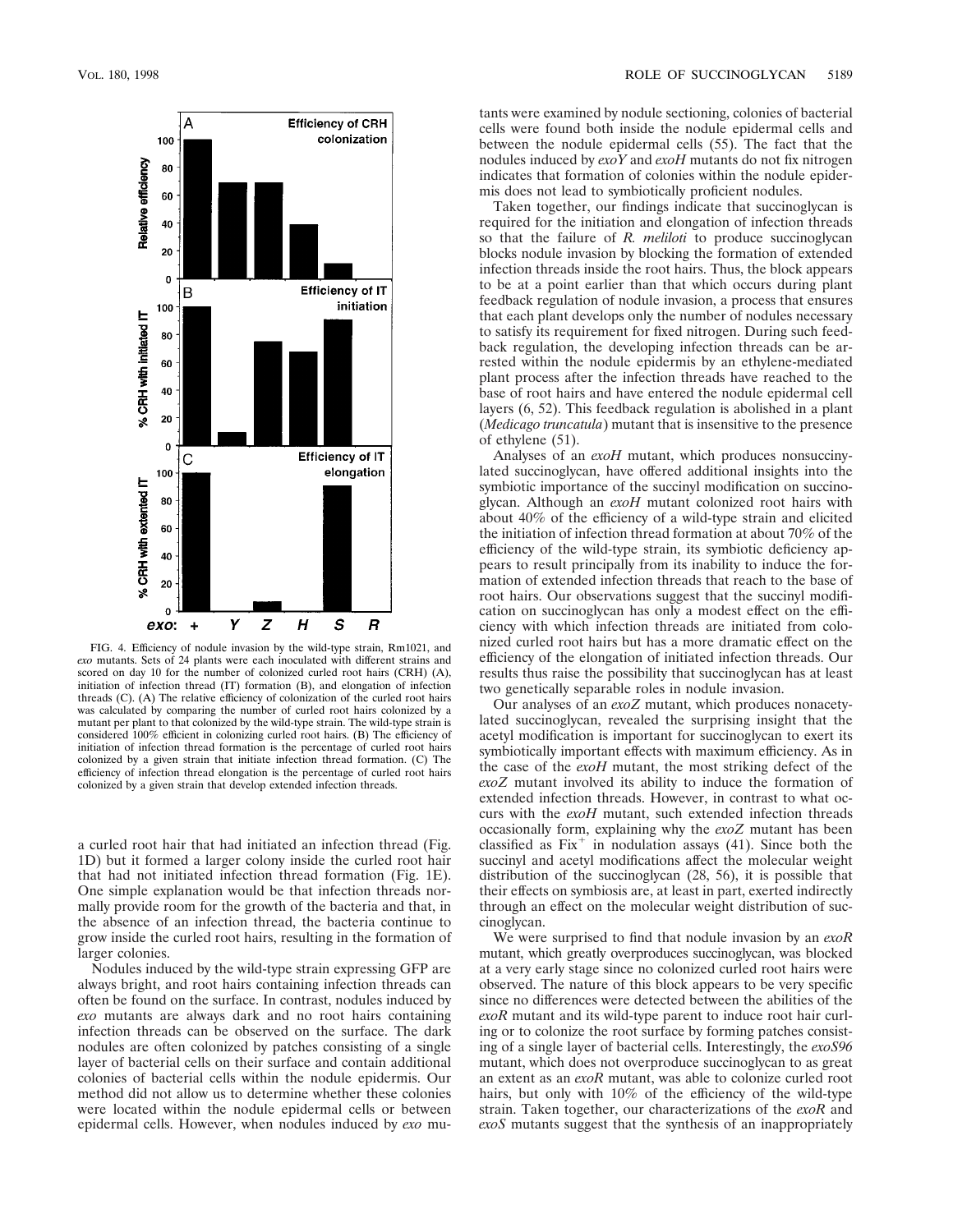A

Efficiency of CRH colonization

Relative efficiency

100

80

60

40

20

0

B

Efficiency of IT initiation

% CRH with initiated IT

100

80

60

40

20

0

C

Efficiency of IT elongation

% CRH with extented IT

100

80

60

40

20

0

exo: + Y Z H S R

FIG. 4. Efficiency of nodule invasion by the wild-type strain, Rm1021, and *exo* mutants. Sets of 24 plants were each inoculated with different strains and scored on day 10 for the number of colonized curled root hairs (CRH) (A), initiation of infection thread (IT) formation (B), and elongation of infection threads (C). (A) The relative efficiency of colonization of the curled root hairs was calculated by comparing the number of curled root hairs colonized by a mutant per plant to that colonized by the wild-type strain. The wild-type strain is considered 100% efficient in colonizing curled root hairs. (B) The efficiency of initiation of infection thread formation is the percentage of curled root hairs colonized by a given strain that initiate infection thread formation. (C) The efficiency of infection thread elongation is the percentage of curled root hairs colonized by a given strain that develop extended infection threads.

a curled root hair that had initiated an infection thread (Fig. 1D) but it formed a larger colony inside the curled root hair that had not initiated infection thread formation (Fig. 1E). One simple explanation would be that infection threads normally provide room for the growth of the bacteria and that, in the absence of an infection thread, the bacteria continue to grow inside the curled root hairs, resulting in the formation of larger colonies.

Nodules induced by the wild-type strain expressing GFP are always bright, and root hairs containing infection threads can often be found on the surface. In contrast, nodules induced by *exo* mutants are always dark and no root hairs containing infection threads can be observed on the surface. The dark nodules are often colonized by patches consisting of a single layer of bacterial cells on their surface and contain additional colonies of bacterial cells within the nodule epidermis. Our method did not allow us to determine whether these colonies were located within the nodule epidermal cells or between epidermal cells. However, when nodules induced by *exo* mutants were examined by nodule sectioning, colonies of bacterial cells were found both inside the nodule epidermal cells and between the nodule epidermal cells (55). The fact that the nodules induced by *exoY* and *exoH* mutants do not fix nitrogen indicates that formation of colonies within the nodule epidermis does not lead to symbiotically proficient nodules.

Taken together, our findings indicate that succinoglycan is required for the initiation and elongation of infection threads so that the failure of *R. meliloti* to produce succinoglycan blocks nodule invasion by blocking the formation of extended infection threads inside the root hairs. Thus, the block appears to be at a point earlier than that which occurs during plant feedback regulation of nodule invasion, a process that ensures that each plant develops only the number of nodules necessary to satisfy its requirement for fixed nitrogen. During such feedback regulation, the developing infection threads can be arrested within the nodule epidermis by an ethylene-mediated plant process after the infection threads have reached to the base of root hairs and have entered the nodule epidermal cell layers (6, 52). This feedback regulation is abolished in a plant (*Medicago truncatula*) mutant that is insensitive to the presence of ethylene (51).

Analyses of an *exoH* mutant, which produces nonsuccinylated succinoglycan, have offered additional insights into the symbiotic importance of the succinyl modification on succinoglycan. Although an *exoH* mutant colonized root hairs with about 40% of the efficiency of a wild-type strain and elicited the initiation of infection thread formation at about 70% of the efficiency of the wild-type strain, its symbiotic deficiency appears to result principally from its inability to induce the formation of extended infection threads that reach to the base of root hairs. Our observations suggest that the succinyl modification on succinoglycan has only a modest effect on the efficiency with which infection threads are initiated from colonized curled root hairs but has a more dramatic effect on the efficiency of the elongation of initiated infection threads. Our results thus raise the possibility that succinoglycan has at least two genetically separable roles in nodule invasion.

Our analyses of an *exoZ* mutant, which produces nonacetylated succinoglycan, revealed the surprising insight that the acetyl modification is important for succinoglycan to exert its symbiotically important effects with maximum efficiency. As in the case of the *exoH* mutant, the most striking defect of the *exoZ* mutant involved its ability to induce the formation of extended infection threads. However, in contrast to what occurs with the *exoH* mutant, such extended infection threads occasionally form, explaining why the *exoZ* mutant has been classified as $Fix^+$ in nodulation assays (41). Since both the succinyl and acetyl modifications affect the molecular weight distribution of the succinoglycan (28, 56), it is possible that their effects on symbiosis are, at least in part, exerted indirectly through an effect on the molecular weight distribution of succinoglycan.

We were surprised to find that nodule invasion by an *exoR* mutant, which greatly overproduces succinoglycan, was blocked at a very early stage since no colonized curled root hairs were observed. The nature of this block appears to be very specific since no differences were detected between the abilities of the *exoR* mutant and its wild-type parent to induce root hair curling or to colonize the root surface by forming patches consisting of a single layer of bacterial cells. Interestingly, the *exoS96* mutant, which does not overproduce succinoglycan to as great an extent as an *exoR* mutant, was able to colonize curled root hairs, but only with 10% of the efficiency of the wild-type strain. Taken together, our characterizations of the *exoR* and *exoS* mutants suggest that the synthesis of an inappropriately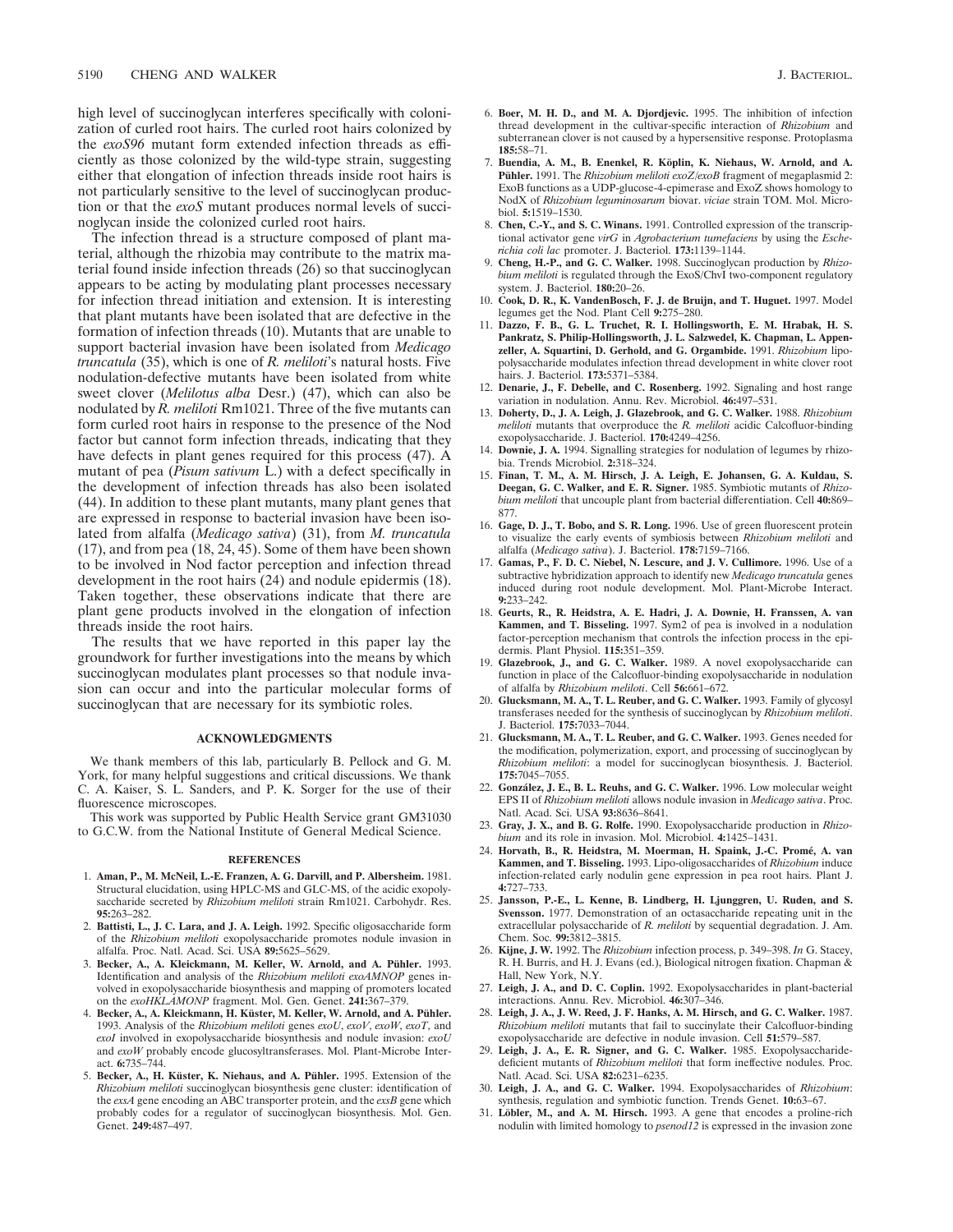high level of succinoglycan interferes specifically with colonization of curled root hairs. The curled root hairs colonized by the *exoS96* mutant form extended infection threads as efficiently as those colonized by the wild-type strain, suggesting either that elongation of infection threads inside root hairs is not particularly sensitive to the level of succinoglycan production or that the *exoS* mutant produces normal levels of succinoglycan inside the colonized curled root hairs.

The infection thread is a structure composed of plant material, although the rhizobia may contribute to the matrix material found inside infection threads (26) so that succinoglycan appears to be acting by modulating plant processes necessary for infection thread initiation and extension. It is interesting that plant mutants have been isolated that are defective in the formation of infection threads (10). Mutants that are unable to support bacterial invasion have been isolated from *Medicago truncatula* (35), which is one of *R. meliloti*'s natural hosts. Five nodulation-defective mutants have been isolated from white sweet clover (*Melilotus alba* Desr.) (47), which can also be nodulated by *R. meliloti* Rm1021. Three of the five mutants can form curled root hairs in response to the presence of the Nod factor but cannot form infection threads, indicating that they have defects in plant genes required for this process (47). A mutant of pea (*Pisum sativum* L.) with a defect specifically in the development of infection threads has also been isolated (44). In addition to these plant mutants, many plant genes that are expressed in response to bacterial invasion have been isolated from alfalfa (*Medicago sativa*) (31), from *M. truncatula* (17), and from pea (18, 24, 45). Some of them have been shown to be involved in Nod factor perception and infection thread development in the root hairs (24) and nodule epidermis (18). Taken together, these observations indicate that there are plant gene products involved in the elongation of infection threads inside the root hairs.

The results that we have reported in this paper lay the groundwork for further investigations into the means by which succinoglycan modulates plant processes so that nodule invasion can occur and into the particular molecular forms of succinoglycan that are necessary for its symbiotic roles.

## ACKNOWLEDGMENTS

We thank members of this lab, particularly B. Pellock and G. M. York, for many helpful suggestions and critical discussions. We thank C. A. Kaiser, S. L. Sanders, and P. K. Sorger for the use of their fluorescence microscopes.

This work was supported by Public Health Service grant GM31030 to G.C.W. from the National Institute of General Medical Science.

## REFERENCES

1. **Aman, P., M. McNeil, L.-E. Franzen, A. G. Darvill, and P. Albersheim.** 1981. Structural elucidation, using HPLC-MS and GLC-MS, of the acidic exopolysaccharide secreted by *Rhizobium meliloti* strain Rm1021. Carbohydr. Res. **95:**263–282.
2. **Battisti, L., J. C. Lara, and J. A. Leigh.** 1992. Specific oligosaccharide form of the *Rhizobium meliloti* exopolysaccharide promotes nodule invasion in alfalfa. Proc. Natl. Acad. Sci. USA **89:**5625–5629.
3. **Becker, A., A. Kleickmann, M. Keller, W. Arnold, and A. Pühler.** 1993. Identification and analysis of the *Rhizobium meliloti exoAMNOP* genes involved in exopolysaccharide biosynthesis and mapping of promoters located on the *exoHKLAMONP* fragment. Mol. Gen. Genet. **241:**367–379.
4. **Becker, A., A. Kleickmann, H. Küster, M. Keller, W. Arnold, and A. Pühler.** 1993. Analysis of the *Rhizobium meliloti* genes *exoU*, *exoV*, *exoW*, *exoT*, and *exoI* involved in exopolysaccharide biosynthesis and nodule invasion: *exoU* and *exoW* probably encode glucosyltransferases. Mol. Plant-Microbe Interact. **6:**735–744.
5. **Becker, A., H. Küster, K. Niehaus, and A. Pühler.** 1995. Extension of the *Rhizobium meliloti* succinoglycan biosynthesis gene cluster: identification of the *exsA* gene encoding an ABC transporter protein, and the *exsB* gene which probably codes for a regulator of succinoglycan biosynthesis. Mol. Gen. Genet. **249:**487–497.
6. **Boer, M. H. D., and M. A. Djordjevic.** 1995. The inhibition of infection thread development in the cultivar-specific interaction of *Rhizobium* and subterranean clover is not caused by a hypersensitive response. Protoplasma **185:**58–71.
7. **Buendia, A. M., B. Enenkel, R. Köplin, K. Niehaus, W. Arnold, and A. Pühler.** 1991. The *Rhizobium meliloti exoZ*/*exoB* fragment of megaplasmid 2: ExoB functions as a UDP-glucose-4-epimerase and ExoZ shows homology to NodX of *Rhizobium leguminosarum* biovar. *viciae* strain TOM. Mol. Microbiol. **5:**1519–1530.
8. **Chen, C.-Y., and S. C. Winans.** 1991. Controlled expression of the transcriptional activator gene *virG* in *Agrobacterium tumefaciens* by using the *Escherichia coli lac* promoter. J. Bacteriol. **173:**1139–1144.
9. **Cheng, H.-P., and G. C. Walker.** 1998. Succinoglycan production by *Rhizobium meliloti* is regulated through the ExoS/ChvI two-component regulatory system. J. Bacteriol. **180:**20–26.
10. **Cook, D. R., K. VandenBosch, F. J. de Bruijn, and T. Huguet.** 1997. Model legumes get the Nod. Plant Cell **9:**275–280.
11. **Dazzo, F. B., G. L. Truchet, R. I. Hollingsworth, E. M. Hrabak, H. S. Pankratz, S. Philip-Hollingsworth, J. L. Salzwedel, K. Chapman, L. Appenzeller, A. Squartini, D. Gerhold, and G. Orgambide.** 1991. *Rhizobium* lipopolysaccharide modulates infection thread development in white clover root hairs. J. Bacteriol. **173:**5371–5384.
12. **Denarie, J., F. Debelle, and C. Rosenberg.** 1992. Signaling and host range variation in nodulation. Annu. Rev. Microbiol. **46:**497–531.
13. **Doherty, D., J. A. Leigh, J. Glazebrook, and G. C. Walker.** 1988. *Rhizobium meliloti* mutants that overproduce the *R. meliloti* acidic Calcofluor-binding exopolysaccharide. J. Bacteriol. **170:**4249–4256.
14. **Downie, J. A.** 1994. Signalling strategies for nodulation of legumes by rhizobia. Trends Microbiol. **2:**318–324.
15. **Finan, T. M., A. M. Hirsch, J. A. Leigh, E. Johansen, G. A. Kuldau, S. Deegan, G. C. Walker, and E. R. Signer.** 1985. Symbiotic mutants of *Rhizobium meliloti* that uncouple plant from bacterial differentiation. Cell **40:**869–877.
16. **Gage, D. J., T. Bobo, and S. R. Long.** 1996. Use of green fluorescent protein to visualize the early events of symbiosis between *Rhizobium meliloti* and alfalfa (*Medicago sativa*). J. Bacteriol. **178:**7159–7166.
17. **Gamas, P., F. D. C. Niebel, N. Lescure, and J. V. Cullimore.** 1996. Use of a subtractive hybridization approach to identify new *Medicago truncatula* genes induced during root nodule development. Mol. Plant-Microbe Interact. **9:**233–242.
18. **Geurts, R., R. Heidstra, A. E. Hadri, J. A. Downie, H. Franssen, A. van Kammen, and T. Bisseling.** 1997. Sym2 of pea is involved in a nodulation factor-perception mechanism that controls the infection process in the epidermis. Plant Physiol. **115:**351–359.
19. **Glazebrook, J., and G. C. Walker.** 1989. A novel exopolysaccharide can function in place of the Calcofluor-binding exopolysaccharide in nodulation of alfalfa by *Rhizobium meliloti*. Cell **56:**661–672.
20. **Glucksmann, M. A., T. L. Reuber, and G. C. Walker.** 1993. Family of glycosyl transferases needed for the synthesis of succinoglycan by *Rhizobium meliloti*. J. Bacteriol. **175:**7033–7044.
21. **Glucksmann, M. A., T. L. Reuber, and G. C. Walker.** 1993. Genes needed for the modification, polymerization, export, and processing of succinoglycan by *Rhizobium meliloti*: a model for succinoglycan biosynthesis. J. Bacteriol. **175:**7045–7055.
22. **González, J. E., B. L. Reuhs, and G. C. Walker.** 1996. Low molecular weight EPS II of *Rhizobium meliloti* allows nodule invasion in *Medicago sativa*. Proc. Natl. Acad. Sci. USA **93:**8636–8641.
23. **Gray, J. X., and B. G. Rolfe.** 1990. Exopolysaccharide production in *Rhizobium* and its role in invasion. Mol. Microbiol. **4:**1425–1431.
24. **Horvath, B., R. Heidstra, M. Moerman, H. Spaink, J.-C. Promé, A. van Kammen, and T. Bisseling.** 1993. Lipo-oligosaccharides of *Rhizobium* induce infection-related early nodulin gene expression in pea root hairs. Plant J. **4:**727–733.
25. **Jansson, P.-E., L. Kenne, B. Lindberg, H. Ljunggren, U. Ruden, and S. Svensson.** 1977. Demonstration of an octasaccharide repeating unit in the extracellular polysaccharide of *R. meliloti* by sequential degradation. J. Am. Chem. Soc. **99:**3812–3815.
26. **Kijne, J. W.** 1992. The *Rhizobium* infection process, p. 349–398. *In* G. Stacey, R. H. Burris, and H. J. Evans (ed.), Biological nitrogen fixation. Chapman & Hall, New York, N.Y.
27. **Leigh, J. A., and D. C. Coplin.** 1992. Exopolysaccharides in plant-bacterial interactions. Annu. Rev. Microbiol. **46:**307–346.
28. **Leigh, J. A., J. W. Reed, J. F. Hanks, A. M. Hirsch, and G. C. Walker.** 1987. *Rhizobium meliloti* mutants that fail to succinylate their Calcofluor-binding exopolysaccharide are defective in nodule invasion. Cell **51:**579–587.
29. **Leigh, J. A., E. R. Signer, and G. C. Walker.** 1985. Exopolysaccharide-deficient mutants of *Rhizobium meliloti* that form ineffective nodules. Proc. Natl. Acad. Sci. USA **82:**6231–6235.
30. **Leigh, J. A., and G. C. Walker.** 1994. Exopolysaccharides of *Rhizobium*: synthesis, regulation and symbiotic function. Trends Genet. **10:**63–67.
31. **Löbler, M., and A. M. Hirsch.** 1993. A gene that encodes a proline-rich nodulin with limited homology to *psenod12* is expressed in the invasion zone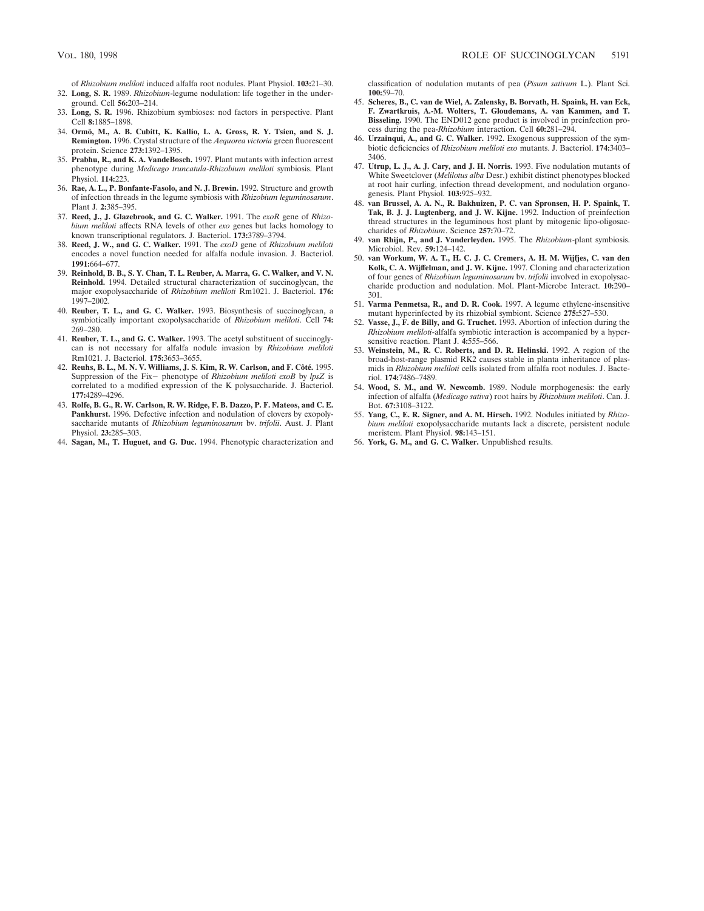of *Rhizobium meliloti* induced alfalfa root nodules. Plant Physiol. **103:**21–30.

32. **Long, S. R.** 1989. *Rhizobium*-legume nodulation: life together in the underground. Cell **56:**203–214.
33. **Long, S. R.** 1996. Rhizobium symbioses: nod factors in perspective. Plant Cell **8:**1885–1898.
34. **Ormö, M., A. B. Cubitt, K. Kallio, L. A. Gross, R. Y. Tsien, and S. J. Remington.** 1996. Crystal structure of the *Aequorea victoria* green fluorescent protein. Science **273:**1392–1395.
35. **Prabhu, R., and K. A. VandeBosch.** 1997. Plant mutants with infection arrest phenotype during *Medicago truncatula-Rhizobium meliloti* symbiosis. Plant Physiol. **114:**223.
36. **Rae, A. L., P. Bonfante-Fasolo, and N. J. Brewin.** 1992. Structure and growth of infection threads in the legume symbiosis with *Rhizobium leguminosarum*. Plant J. **2:**385–395.
37. **Reed, J., J. Glazebrook, and G. C. Walker.** 1991. The *exoR* gene of *Rhizobium meliloti* affects RNA levels of other *exo* genes but lacks homology to known transcriptional regulators. J. Bacteriol. **173:**3789–3794.
38. **Reed, J. W., and G. C. Walker.** 1991. The *exoD* gene of *Rhizobium meliloti* encodes a novel function needed for alfalfa nodule invasion. J. Bacteriol. **1991:**664–677.
39. **Reinhold, B. B., S. Y. Chan, T. L. Reuber, A. Marra, G. C. Walker, and V. N. Reinhold.** 1994. Detailed structural characterization of succinoglycan, the major exopolysaccharide of *Rhizobium meliloti* Rm1021. J. Bacteriol. **176:**1997–2002.
40. **Reuber, T. L., and G. C. Walker.** 1993. Biosynthesis of succinoglycan, a symbiotically important exopolysaccharide of *Rhizobium meliloti*. Cell **74:**269–280.
41. **Reuber, T. L., and G. C. Walker.** 1993. The acetyl substituent of succinoglycan is not necessary for alfalfa nodule invasion by *Rhizobium meliloti* Rm1021. J. Bacteriol. **175:**3653–3655.
42. **Reuhs, B. L., M. N. V. Williams, J. S. Kim, R. W. Carlson, and F. Côté.** 1995. Suppression of the Fix− phenotype of *Rhizobium meliloti exoB* by *lpsZ* is correlated to a modified expression of the K polysaccharide. J. Bacteriol. **177:**4289–4296.
43. **Rolfe, B. G., R. W. Carlson, R. W. Ridge, F. B. Dazzo, P. F. Mateos, and C. E. Pankhurst.** 1996. Defective infection and nodulation of clovers by exopolysaccharide mutants of *Rhizobium leguminosarum* bv. *trifolii*. Aust. J. Plant Physiol. **23:**285–303.
44. **Sagan, M., T. Huguet, and G. Duc.** 1994. Phenotypic characterization and classification of nodulation mutants of pea (*Pisum sativum* L.). Plant Sci. **100:**59–70.
45. **Scheres, B., C. van de Wiel, A. Zalensky, B. Borvath, H. Spaink, H. van Eck, F. Zwartkruis, A.-M. Wolters, T. Gloudemans, A. van Kammen, and T. Bisseling.** 1990. The END012 gene product is involved in preinfection process during the pea-*Rhizobium* interaction. Cell **60:**281–294.
46. **Urzainqui, A., and G. C. Walker.** 1992. Exogenous suppression of the symbiotic deficiencies of *Rhizobium meliloti exo* mutants. J. Bacteriol. **174:**3403–3406.
47. **Utrup, L. J., A. J. Cary, and J. H. Norris.** 1993. Five nodulation mutants of White Sweetclover (*Melilotus alba* Desr.) exhibit distinct phenotypes blocked at root hair curling, infection thread development, and nodulation organogenesis. Plant Physiol. **103:**925–932.
48. **van Brussel, A. A. N., R. Bakhuizen, P. C. van Spronsen, H. P. Spaink, T. Tak, B. J. J. Lugtenberg, and J. W. Kijne.** 1992. Induction of preinfection thread structures in the leguminous host plant by mitogenic lipo-oligosaccharides of *Rhizobium*. Science **257:**70–72.
49. **van Rhijn, P., and J. Vanderleyden.** 1995. The *Rhizobium*-plant symbiosis. Microbiol. Rev. **59:**124–142.
50. **van Workum, W. A. T., H. C. J. C. Cremers, A. H. M. Wijfjes, C. van den Kolk, C. A. Wijffelman, and J. W. Kijne.** 1997. Cloning and characterization of four genes of *Rhizobium leguminosarum* bv. *trifolii* involved in exopolysaccharide production and nodulation. Mol. Plant-Microbe Interact. **10:**290–301.
51. **Varma Penmetsa, R., and D. R. Cook.** 1997. A legume ethylene-insensitive mutant hyperinfected by its rhizobial symbiont. Science **275:**527–530.
52. **Vasse, J., F. de Billy, and G. Truchet.** 1993. Abortion of infection during the *Rhizobium meliloti*-alfalfa symbiotic interaction is accompanied by a hypersensitive reaction. Plant J. **4:**555–566.
53. **Weinstein, M., R. C. Roberts, and D. R. Helinski.** 1992. A region of the broad-host-range plasmid RK2 causes stable in planta inheritance of plasmids in *Rhizobium meliloti* cells isolated from alfalfa root nodules. J. Bacteriol. **174:**7486–7489.
54. **Wood, S. M., and W. Newcomb.** 1989. Nodule morphogenesis: the early infection of alfalfa (*Medicago sativa*) root hairs by *Rhizobium meliloti*. Can. J. Bot. **67:**3108–3122.
55. **Yang, C., E. R. Signer, and A. M. Hirsch.** 1992. Nodules initiated by *Rhizobium meliloti* exopolysaccharide mutants lack a discrete, persistent nodule meristem. Plant Physiol. **98:**143–151.
56. **York, G. M., and G. C. Walker.** Unpublished results.